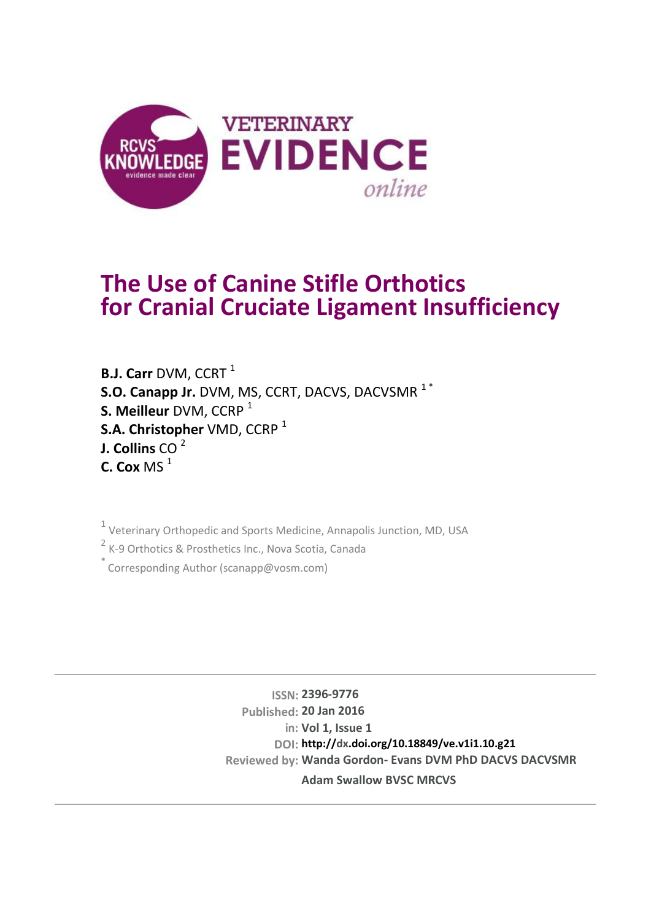# The Use of Canine Stifle Orthotics for Cranial Cruciate Ligament Insufficiency

**B.J. Carr** DVM, CCRT [1]
**S.O. Canapp Jr.** DVM, MS, CCRT, DACVS, DACVSMR [1 *]
**S. Meilleur** DVM, CCRP [1]
**S.A. Christopher** VMD, CCRP [1]
**J. Collins** CO [2]
**C. Cox** MS [1]

[1] Veterinary Orthopedic and Sports Medicine, Annapolis Junction, MD, USA

[2] K-9 Orthotics & Prosthetics Inc., Nova Scotia, Canada

[*] Corresponding Author (scanapp@vosm.com)

**ISSN:** 2396-9776
**Published:** 20 Jan 2016
**in:** Vol 1, Issue 1
**DOI:** http://dx.doi.org/10.18849/ve.v1i1.10.g21
**Reviewed by:** Wanda Gordon- Evans DVM PhD DACVS DACVSMR
Adam Swallow BVSC MRCVS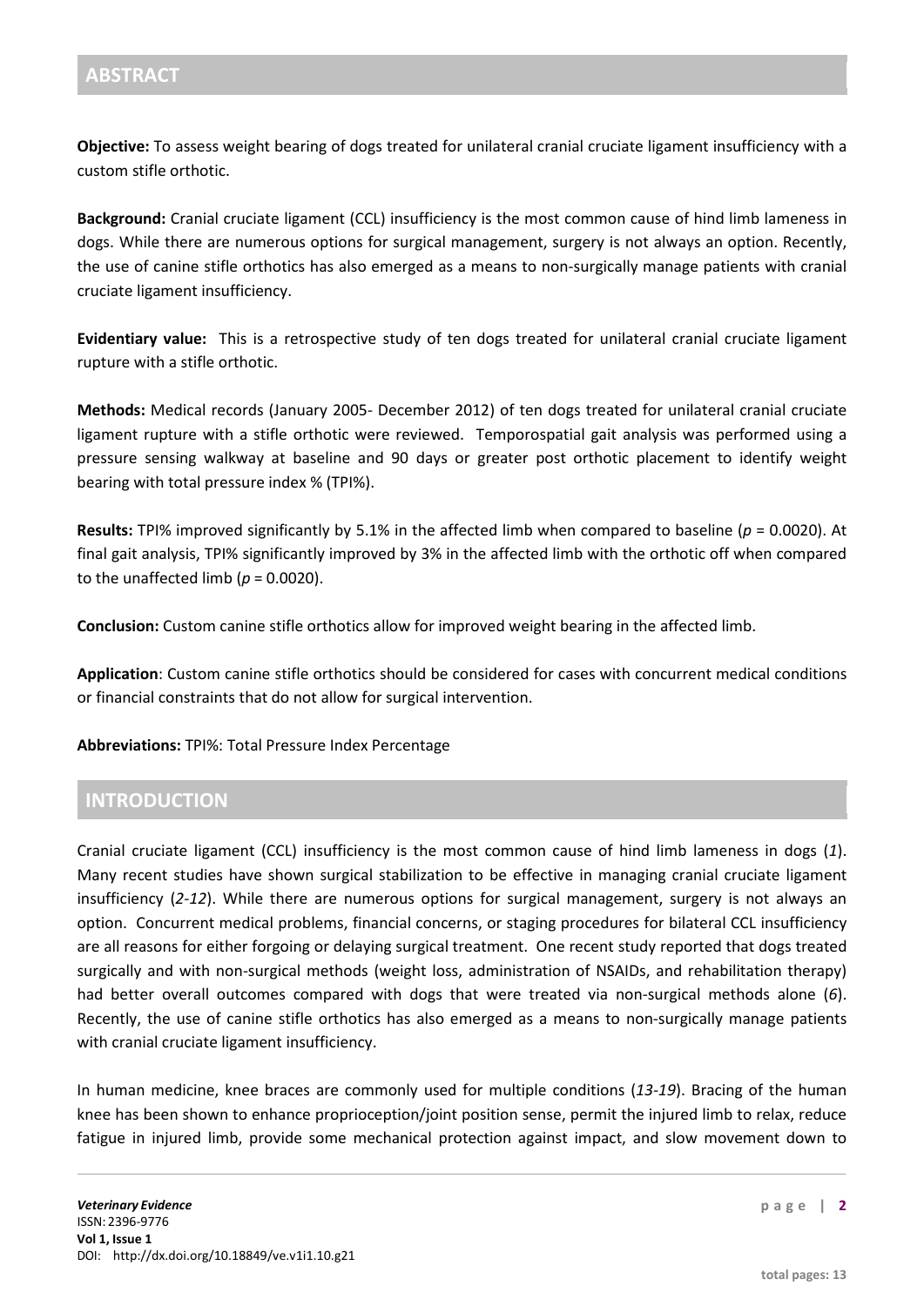## ABSTRACT

**Objective:** To assess weight bearing of dogs treated for unilateral cranial cruciate ligament insufficiency with a custom stifle orthotic.

**Background:** Cranial cruciate ligament (CCL) insufficiency is the most common cause of hind limb lameness in dogs. While there are numerous options for surgical management, surgery is not always an option. Recently, the use of canine stifle orthotics has also emerged as a means to non-surgically manage patients with cranial cruciate ligament insufficiency.

**Evidentiary value:** This is a retrospective study of ten dogs treated for unilateral cranial cruciate ligament rupture with a stifle orthotic.

**Methods:** Medical records (January 2005- December 2012) of ten dogs treated for unilateral cranial cruciate ligament rupture with a stifle orthotic were reviewed. Temporospatial gait analysis was performed using a pressure sensing walkway at baseline and 90 days or greater post orthotic placement to identify weight bearing with total pressure index % (TPI%).

**Results:** TPI% improved significantly by 5.1% in the affected limb when compared to baseline ($p = 0.0020$). At final gait analysis, TPI% significantly improved by 3% in the affected limb with the orthotic off when compared to the unaffected limb ($p = 0.0020$).

**Conclusion:** Custom canine stifle orthotics allow for improved weight bearing in the affected limb.

**Application**: Custom canine stifle orthotics should be considered for cases with concurrent medical conditions or financial constraints that do not allow for surgical intervention.

**Abbreviations:** TPI%: Total Pressure Index Percentage

## INTRODUCTION

Cranial cruciate ligament (CCL) insufficiency is the most common cause of hind limb lameness in dogs (*1*). Many recent studies have shown surgical stabilization to be effective in managing cranial cruciate ligament insufficiency (*2-12*). While there are numerous options for surgical management, surgery is not always an option. Concurrent medical problems, financial concerns, or staging procedures for bilateral CCL insufficiency are all reasons for either forgoing or delaying surgical treatment. One recent study reported that dogs treated surgically and with non-surgical methods (weight loss, administration of NSAIDs, and rehabilitation therapy) had better overall outcomes compared with dogs that were treated via non-surgical methods alone (*6*). Recently, the use of canine stifle orthotics has also emerged as a means to non-surgically manage patients with cranial cruciate ligament insufficiency.

In human medicine, knee braces are commonly used for multiple conditions (*13-19*). Bracing of the human knee has been shown to enhance proprioception/joint position sense, permit the injured limb to relax, reduce fatigue in injured limb, provide some mechanical protection against impact, and slow movement down to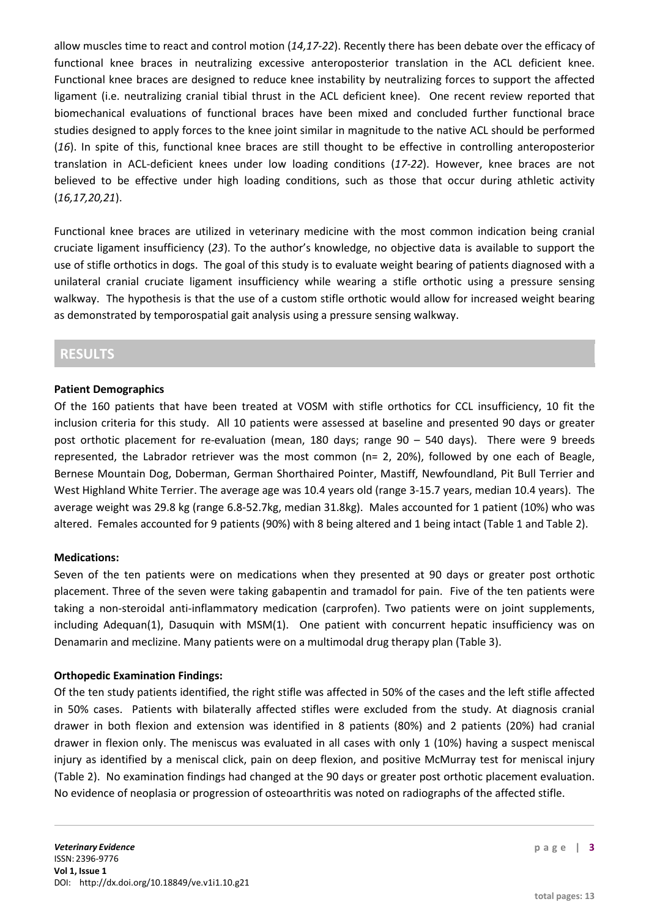allow muscles time to react and control motion (*14,17-22*). Recently there has been debate over the efficacy of functional knee braces in neutralizing excessive anteroposterior translation in the ACL deficient knee. Functional knee braces are designed to reduce knee instability by neutralizing forces to support the affected ligament (i.e. neutralizing cranial tibial thrust in the ACL deficient knee). One recent review reported that biomechanical evaluations of functional braces have been mixed and concluded further functional brace studies designed to apply forces to the knee joint similar in magnitude to the native ACL should be performed (*16*). In spite of this, functional knee braces are still thought to be effective in controlling anteroposterior translation in ACL-deficient knees under low loading conditions (*17-22*). However, knee braces are not believed to be effective under high loading conditions, such as those that occur during athletic activity (*16,17,20,21*).

Functional knee braces are utilized in veterinary medicine with the most common indication being cranial cruciate ligament insufficiency (*23*). To the author's knowledge, no objective data is available to support the use of stifle orthotics in dogs. The goal of this study is to evaluate weight bearing of patients diagnosed with a unilateral cranial cruciate ligament insufficiency while wearing a stifle orthotic using a pressure sensing walkway. The hypothesis is that the use of a custom stifle orthotic would allow for increased weight bearing as demonstrated by temporospatial gait analysis using a pressure sensing walkway.

## RESULTS

**Patient Demographics**

Of the 160 patients that have been treated at VOSM with stifle orthotics for CCL insufficiency, 10 fit the inclusion criteria for this study. All 10 patients were assessed at baseline and presented 90 days or greater post orthotic placement for re-evaluation (mean, 180 days; range 90 – 540 days). There were 9 breeds represented, the Labrador retriever was the most common (n= 2, 20%), followed by one each of Beagle, Bernese Mountain Dog, Doberman, German Shorthaired Pointer, Mastiff, Newfoundland, Pit Bull Terrier and West Highland White Terrier. The average age was 10.4 years old (range 3-15.7 years, median 10.4 years). The average weight was 29.8 kg (range 6.8-52.7kg, median 31.8kg). Males accounted for 1 patient (10%) who was altered. Females accounted for 9 patients (90%) with 8 being altered and 1 being intact (Table 1 and Table 2).

**Medications:**

Seven of the ten patients were on medications when they presented at 90 days or greater post orthotic placement. Three of the seven were taking gabapentin and tramadol for pain. Five of the ten patients were taking a non-steroidal anti-inflammatory medication (carprofen). Two patients were on joint supplements, including Adequan(1), Dasuquin with MSM(1). One patient with concurrent hepatic insufficiency was on Denamarin and meclizine. Many patients were on a multimodal drug therapy plan (Table 3).

**Orthopedic Examination Findings:**

Of the ten study patients identified, the right stifle was affected in 50% of the cases and the left stifle affected in 50% cases. Patients with bilaterally affected stifles were excluded from the study. At diagnosis cranial drawer in both flexion and extension was identified in 8 patients (80%) and 2 patients (20%) had cranial drawer in flexion only. The meniscus was evaluated in all cases with only 1 (10%) having a suspect meniscal injury as identified by a meniscal click, pain on deep flexion, and positive McMurray test for meniscal injury (Table 2). No examination findings had changed at the 90 days or greater post orthotic placement evaluation. No evidence of neoplasia or progression of osteoarthritis was noted on radiographs of the affected stifle.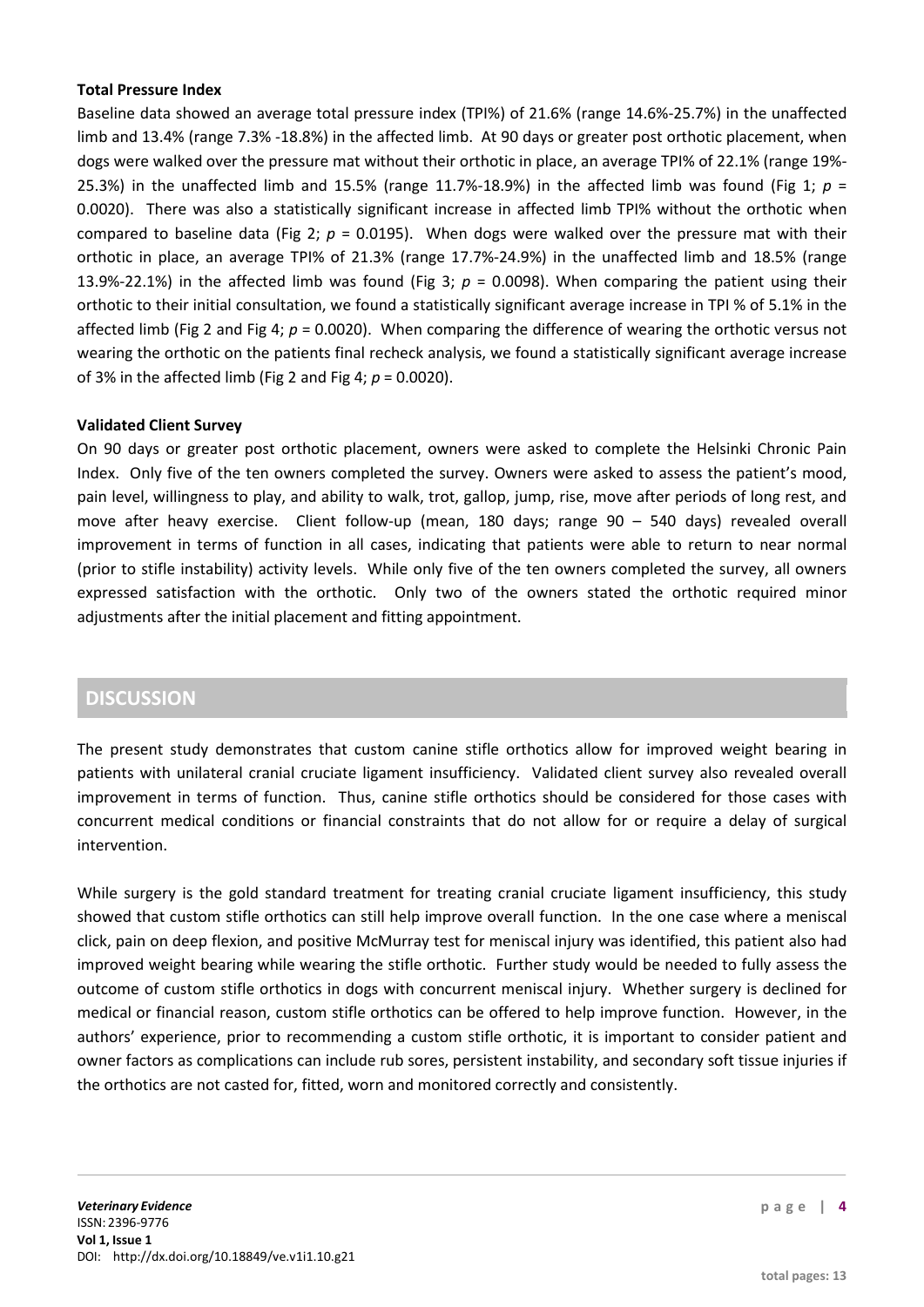**Total Pressure Index**

Baseline data showed an average total pressure index (TPI%) of 21.6% (range 14.6%-25.7%) in the unaffected limb and 13.4% (range 7.3% -18.8%) in the affected limb. At 90 days or greater post orthotic placement, when dogs were walked over the pressure mat without their orthotic in place, an average TPI% of 22.1% (range 19%-25.3%) in the unaffected limb and 15.5% (range 11.7%-18.9%) in the affected limb was found (Fig 1; $p$ = 0.0020). There was also a statistically significant increase in affected limb TPI% without the orthotic when compared to baseline data (Fig 2; $p$ = 0.0195). When dogs were walked over the pressure mat with their orthotic in place, an average TPI% of 21.3% (range 17.7%-24.9%) in the unaffected limb and 18.5% (range 13.9%-22.1%) in the affected limb was found (Fig 3; $p$ = 0.0098). When comparing the patient using their orthotic to their initial consultation, we found a statistically significant average increase in TPI % of 5.1% in the affected limb (Fig 2 and Fig 4; $p$ = 0.0020). When comparing the difference of wearing the orthotic versus not wearing the orthotic on the patients final recheck analysis, we found a statistically significant average increase of 3% in the affected limb (Fig 2 and Fig 4; $p$ = 0.0020).

**Validated Client Survey**

On 90 days or greater post orthotic placement, owners were asked to complete the Helsinki Chronic Pain Index. Only five of the ten owners completed the survey. Owners were asked to assess the patient's mood, pain level, willingness to play, and ability to walk, trot, gallop, jump, rise, move after periods of long rest, and move after heavy exercise. Client follow-up (mean, 180 days; range 90 – 540 days) revealed overall improvement in terms of function in all cases, indicating that patients were able to return to near normal (prior to stifle instability) activity levels. While only five of the ten owners completed the survey, all owners expressed satisfaction with the orthotic. Only two of the owners stated the orthotic required minor adjustments after the initial placement and fitting appointment.

## DISCUSSION

The present study demonstrates that custom canine stifle orthotics allow for improved weight bearing in patients with unilateral cranial cruciate ligament insufficiency. Validated client survey also revealed overall improvement in terms of function. Thus, canine stifle orthotics should be considered for those cases with concurrent medical conditions or financial constraints that do not allow for or require a delay of surgical intervention.

While surgery is the gold standard treatment for treating cranial cruciate ligament insufficiency, this study showed that custom stifle orthotics can still help improve overall function. In the one case where a meniscal click, pain on deep flexion, and positive McMurray test for meniscal injury was identified, this patient also had improved weight bearing while wearing the stifle orthotic. Further study would be needed to fully assess the outcome of custom stifle orthotics in dogs with concurrent meniscal injury. Whether surgery is declined for medical or financial reason, custom stifle orthotics can be offered to help improve function. However, in the authors' experience, prior to recommending a custom stifle orthotic, it is important to consider patient and owner factors as complications can include rub sores, persistent instability, and secondary soft tissue injuries if the orthotics are not casted for, fitted, worn and monitored correctly and consistently.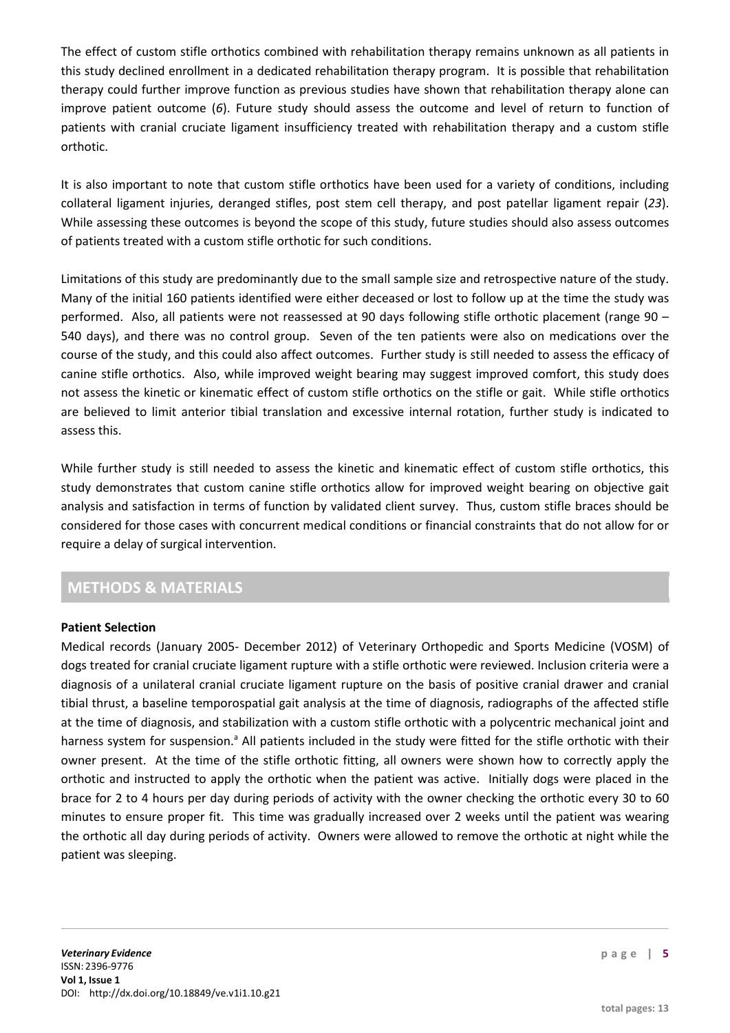The effect of custom stifle orthotics combined with rehabilitation therapy remains unknown as all patients in this study declined enrollment in a dedicated rehabilitation therapy program. It is possible that rehabilitation therapy could further improve function as previous studies have shown that rehabilitation therapy alone can improve patient outcome (*6*). Future study should assess the outcome and level of return to function of patients with cranial cruciate ligament insufficiency treated with rehabilitation therapy and a custom stifle orthotic.

It is also important to note that custom stifle orthotics have been used for a variety of conditions, including collateral ligament injuries, deranged stifles, post stem cell therapy, and post patellar ligament repair (*23*). While assessing these outcomes is beyond the scope of this study, future studies should also assess outcomes of patients treated with a custom stifle orthotic for such conditions.

Limitations of this study are predominantly due to the small sample size and retrospective nature of the study. Many of the initial 160 patients identified were either deceased or lost to follow up at the time the study was performed. Also, all patients were not reassessed at 90 days following stifle orthotic placement (range 90 – 540 days), and there was no control group. Seven of the ten patients were also on medications over the course of the study, and this could also affect outcomes. Further study is still needed to assess the efficacy of canine stifle orthotics. Also, while improved weight bearing may suggest improved comfort, this study does not assess the kinetic or kinematic effect of custom stifle orthotics on the stifle or gait. While stifle orthotics are believed to limit anterior tibial translation and excessive internal rotation, further study is indicated to assess this.

While further study is still needed to assess the kinetic and kinematic effect of custom stifle orthotics, this study demonstrates that custom canine stifle orthotics allow for improved weight bearing on objective gait analysis and satisfaction in terms of function by validated client survey. Thus, custom stifle braces should be considered for those cases with concurrent medical conditions or financial constraints that do not allow for or require a delay of surgical intervention.

## METHODS & MATERIALS

### Patient Selection

Medical records (January 2005- December 2012) of Veterinary Orthopedic and Sports Medicine (VOSM) of dogs treated for cranial cruciate ligament rupture with a stifle orthotic were reviewed. Inclusion criteria were a diagnosis of a unilateral cranial cruciate ligament rupture on the basis of positive cranial drawer and cranial tibial thrust, a baseline temporospatial gait analysis at the time of diagnosis, radiographs of the affected stifle at the time of diagnosis, and stabilization with a custom stifle orthotic with a polycentric mechanical joint and harness system for suspension.[a] All patients included in the study were fitted for the stifle orthotic with their owner present. At the time of the stifle orthotic fitting, all owners were shown how to correctly apply the orthotic and instructed to apply the orthotic when the patient was active. Initially dogs were placed in the brace for 2 to 4 hours per day during periods of activity with the owner checking the orthotic every 30 to 60 minutes to ensure proper fit. This time was gradually increased over 2 weeks until the patient was wearing the orthotic all day during periods of activity. Owners were allowed to remove the orthotic at night while the patient was sleeping.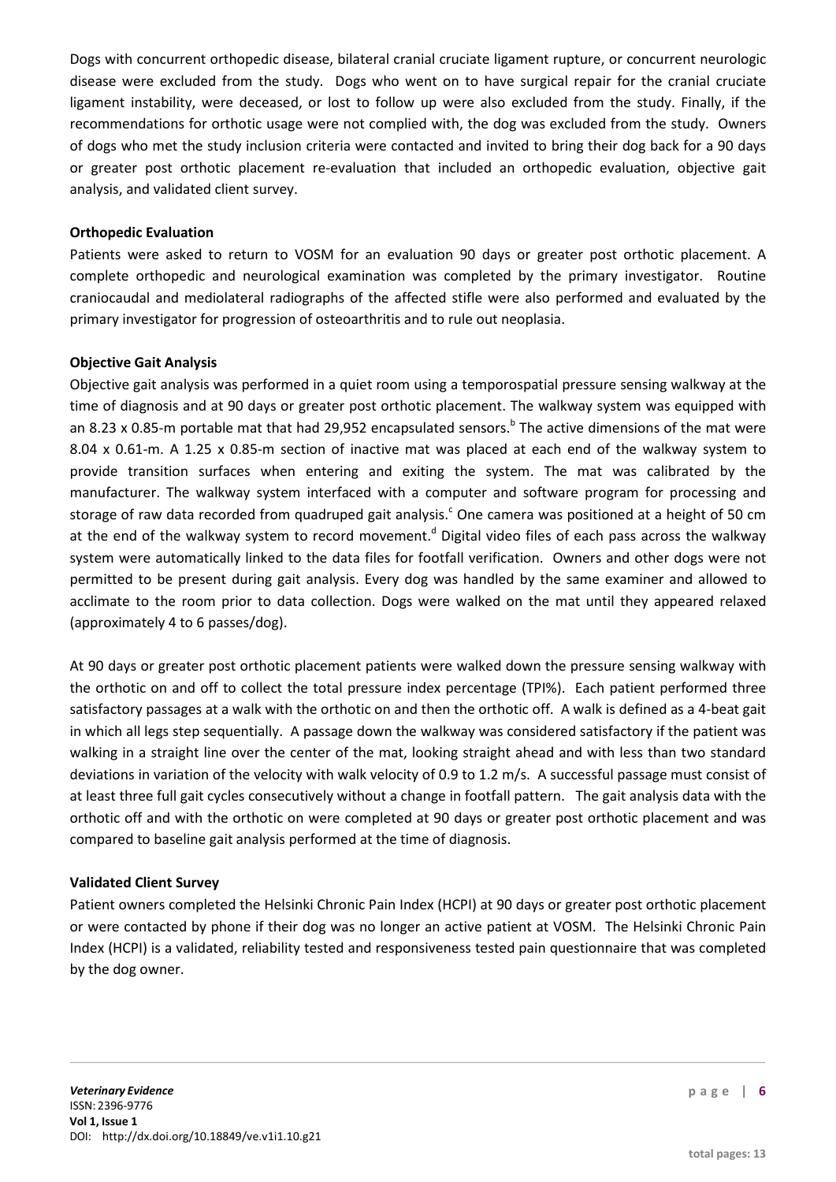Dogs with concurrent orthopedic disease, bilateral cranial cruciate ligament rupture, or concurrent neurologic disease were excluded from the study. Dogs who went on to have surgical repair for the cranial cruciate ligament instability, were deceased, or lost to follow up were also excluded from the study. Finally, if the recommendations for orthotic usage were not complied with, the dog was excluded from the study. Owners of dogs who met the study inclusion criteria were contacted and invited to bring their dog back for a 90 days or greater post orthotic placement re-evaluation that included an orthopedic evaluation, objective gait analysis, and validated client survey.

**Orthopedic Evaluation**

Patients were asked to return to VOSM for an evaluation 90 days or greater post orthotic placement. A complete orthopedic and neurological examination was completed by the primary investigator. Routine craniocaudal and mediolateral radiographs of the affected stifle were also performed and evaluated by the primary investigator for progression of osteoarthritis and to rule out neoplasia.

**Objective Gait Analysis**

Objective gait analysis was performed in a quiet room using a temporospatial pressure sensing walkway at the time of diagnosis and at 90 days or greater post orthotic placement. The walkway system was equipped with an 8.23 x 0.85-m portable mat that had 29,952 encapsulated sensors.[b] The active dimensions of the mat were 8.04 x 0.61-m. A 1.25 x 0.85-m section of inactive mat was placed at each end of the walkway system to provide transition surfaces when entering and exiting the system. The mat was calibrated by the manufacturer. The walkway system interfaced with a computer and software program for processing and storage of raw data recorded from quadruped gait analysis.[c] One camera was positioned at a height of 50 cm at the end of the walkway system to record movement.[d] Digital video files of each pass across the walkway system were automatically linked to the data files for footfall verification. Owners and other dogs were not permitted to be present during gait analysis. Every dog was handled by the same examiner and allowed to acclimate to the room prior to data collection. Dogs were walked on the mat until they appeared relaxed (approximately 4 to 6 passes/dog).

At 90 days or greater post orthotic placement patients were walked down the pressure sensing walkway with the orthotic on and off to collect the total pressure index percentage (TPI%). Each patient performed three satisfactory passages at a walk with the orthotic on and then the orthotic off. A walk is defined as a 4-beat gait in which all legs step sequentially. A passage down the walkway was considered satisfactory if the patient was walking in a straight line over the center of the mat, looking straight ahead and with less than two standard deviations in variation of the velocity with walk velocity of 0.9 to 1.2 m/s. A successful passage must consist of at least three full gait cycles consecutively without a change in footfall pattern. The gait analysis data with the orthotic off and with the orthotic on were completed at 90 days or greater post orthotic placement and was compared to baseline gait analysis performed at the time of diagnosis.

**Validated Client Survey**

Patient owners completed the Helsinki Chronic Pain Index (HCPI) at 90 days or greater post orthotic placement or were contacted by phone if their dog was no longer an active patient at VOSM. The Helsinki Chronic Pain Index (HCPI) is a validated, reliability tested and responsiveness tested pain questionnaire that was completed by the dog owner.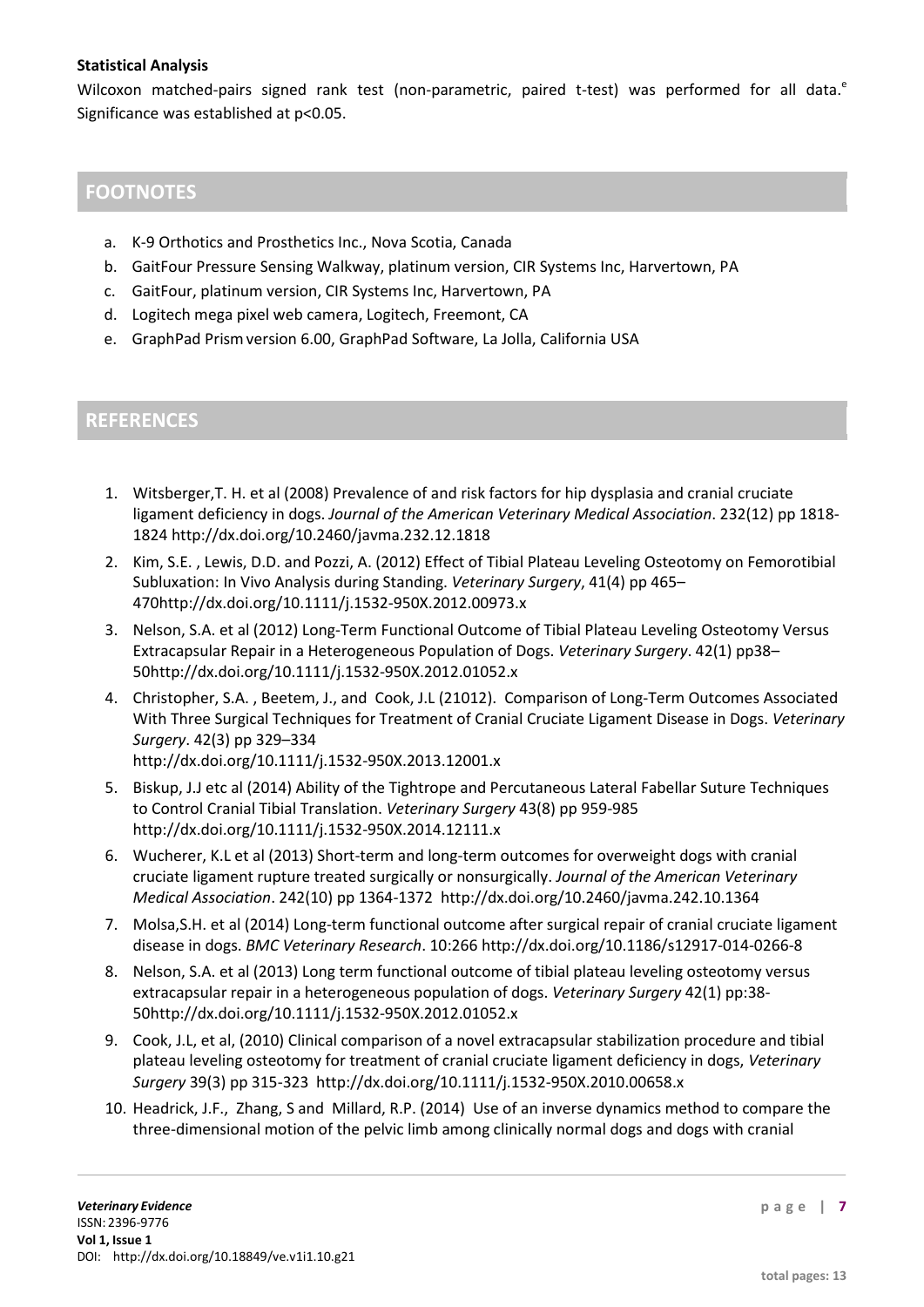**Statistical Analysis**

Wilcoxon matched-pairs signed rank test (non-parametric, paired t-test) was performed for all data.[e] Significance was established at $p<0.05$.

## FOOTNOTES

a. K-9 Orthotics and Prosthetics Inc., Nova Scotia, Canada
b. GaitFour Pressure Sensing Walkway, platinum version, CIR Systems Inc, Harvertown, PA
c. GaitFour, platinum version, CIR Systems Inc, Harvertown, PA
d. Logitech mega pixel web camera, Logitech, Freemont, CA
e. GraphPad Prism version 6.00, GraphPad Software, La Jolla, California USA

## REFERENCES

1. Witsberger,T. H. et al (2008) Prevalence of and risk factors for hip dysplasia and cranial cruciate ligament deficiency in dogs. *Journal of the American Veterinary Medical Association*. 232(12) pp 1818-1824 http://dx.doi.org/10.2460/javma.232.12.1818
2. Kim, S.E. , Lewis, D.D. and Pozzi, A. (2012) Effect of Tibial Plateau Leveling Osteotomy on Femorotibial Subluxation: In Vivo Analysis during Standing. *Veterinary Surgery*, 41(4) pp 465–470http://dx.doi.org/10.1111/j.1532-950X.2012.00973.x
3. Nelson, S.A. et al (2012) Long-Term Functional Outcome of Tibial Plateau Leveling Osteotomy Versus Extracapsular Repair in a Heterogeneous Population of Dogs. *Veterinary Surgery*. 42(1) pp38–50http://dx.doi.org/10.1111/j.1532-950X.2012.01052.x
4. Christopher, S.A. , Beetem, J., and Cook, J.L (21012). Comparison of Long-Term Outcomes Associated With Three Surgical Techniques for Treatment of Cranial Cruciate Ligament Disease in Dogs. *Veterinary Surgery*. 42(3) pp 329–334 http://dx.doi.org/10.1111/j.1532-950X.2013.12001.x
5. Biskup, J.J etc al (2014) Ability of the Tightrope and Percutaneous Lateral Fabellar Suture Techniques to Control Cranial Tibial Translation. *Veterinary Surgery* 43(8) pp 959-985 http://dx.doi.org/10.1111/j.1532-950X.2014.12111.x
6. Wucherer, K.L et al (2013) Short-term and long-term outcomes for overweight dogs with cranial cruciate ligament rupture treated surgically or nonsurgically. *Journal of the American Veterinary Medical Association*. 242(10) pp 1364-1372 http://dx.doi.org/10.2460/javma.242.10.1364
7. Molsa,S.H. et al (2014) Long-term functional outcome after surgical repair of cranial cruciate ligament disease in dogs. *BMC Veterinary Research*. 10:266 http://dx.doi.org/10.1186/s12917-014-0266-8
8. Nelson, S.A. et al (2013) Long term functional outcome of tibial plateau leveling osteotomy versus extracapsular repair in a heterogeneous population of dogs. *Veterinary Surgery* 42(1) pp:38-50http://dx.doi.org/10.1111/j.1532-950X.2012.01052.x
9. Cook, J.L, et al, (2010) Clinical comparison of a novel extracapsular stabilization procedure and tibial plateau leveling osteotomy for treatment of cranial cruciate ligament deficiency in dogs, *Veterinary Surgery* 39(3) pp 315-323 http://dx.doi.org/10.1111/j.1532-950X.2010.00658.x
10. Headrick, J.F., Zhang, S and Millard, R.P. (2014) Use of an inverse dynamics method to compare the three-dimensional motion of the pelvic limb among clinically normal dogs and dogs with cranial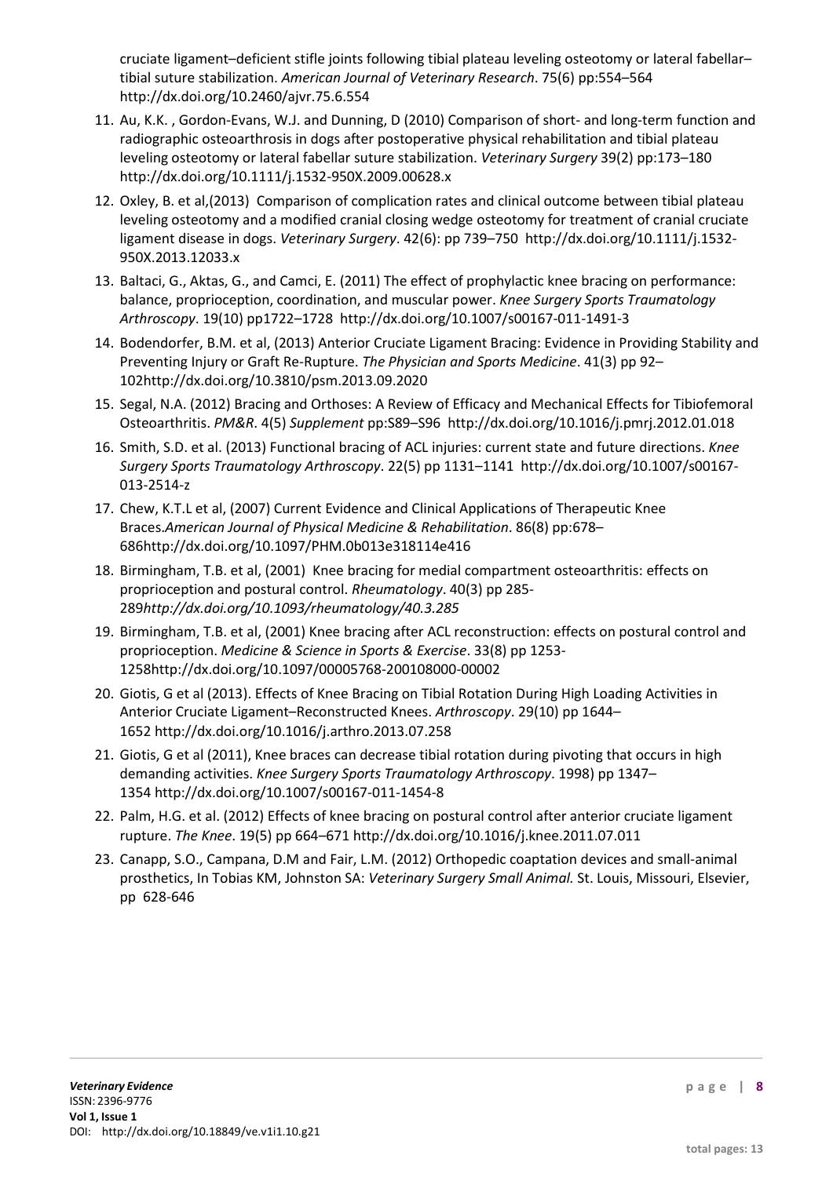cruciate ligament–deficient stifle joints following tibial plateau leveling osteotomy or lateral fabellar–tibial suture stabilization. *American Journal of Veterinary Research*. 75(6) pp:554–564 http://dx.doi.org/10.2460/ajvr.75.6.554

11. Au, K.K. , Gordon-Evans, W.J. and Dunning, D (2010) Comparison of short- and long-term function and radiographic osteoarthrosis in dogs after postoperative physical rehabilitation and tibial plateau leveling osteotomy or lateral fabellar suture stabilization. *Veterinary Surgery* 39(2) pp:173–180 http://dx.doi.org/10.1111/j.1532-950X.2009.00628.x
12. Oxley, B. et al,(2013) Comparison of complication rates and clinical outcome between tibial plateau leveling osteotomy and a modified cranial closing wedge osteotomy for treatment of cranial cruciate ligament disease in dogs. *Veterinary Surgery*. 42(6): pp 739–750 http://dx.doi.org/10.1111/j.1532-950X.2013.12033.x
13. Baltaci, G., Aktas, G., and Camci, E. (2011) The effect of prophylactic knee bracing on performance: balance, proprioception, coordination, and muscular power. *Knee Surgery Sports Traumatology Arthroscopy*. 19(10) pp1722–1728 http://dx.doi.org/10.1007/s00167-011-1491-3
14. Bodendorfer, B.M. et al, (2013) Anterior Cruciate Ligament Bracing: Evidence in Providing Stability and Preventing Injury or Graft Re-Rupture. *The Physician and Sports Medicine*. 41(3) pp 92–102http://dx.doi.org/10.3810/psm.2013.09.2020
15. Segal, N.A. (2012) Bracing and Orthoses: A Review of Efficacy and Mechanical Effects for Tibiofemoral Osteoarthritis. *PM&R*. 4(5) *Supplement* pp:S89–S96 http://dx.doi.org/10.1016/j.pmrj.2012.01.018
16. Smith, S.D. et al. (2013) Functional bracing of ACL injuries: current state and future directions. *Knee Surgery Sports Traumatology Arthroscopy*. 22(5) pp 1131–1141 http://dx.doi.org/10.1007/s00167-013-2514-z
17. Chew, K.T.L et al, (2007) Current Evidence and Clinical Applications of Therapeutic Knee Braces.*American Journal of Physical Medicine & Rehabilitation*. 86(8) pp:678–686http://dx.doi.org/10.1097/PHM.0b013e318114e416
18. Birmingham, T.B. et al, (2001) Knee bracing for medial compartment osteoarthritis: effects on proprioception and postural control. *Rheumatology*. 40(3) pp 285-289*http://dx.doi.org/10.1093/rheumatology/40.3.285*
19. Birmingham, T.B. et al, (2001) Knee bracing after ACL reconstruction: effects on postural control and proprioception. *Medicine & Science in Sports & Exercise*. 33(8) pp 1253-1258http://dx.doi.org/10.1097/00005768-200108000-00002
20. Giotis, G et al (2013). Effects of Knee Bracing on Tibial Rotation During High Loading Activities in Anterior Cruciate Ligament–Reconstructed Knees. *Arthroscopy*. 29(10) pp 1644–1652 http://dx.doi.org/10.1016/j.arthro.2013.07.258
21. Giotis, G et al (2011), Knee braces can decrease tibial rotation during pivoting that occurs in high demanding activities. *Knee Surgery Sports Traumatology Arthroscopy*. 1998) pp 1347–1354 http://dx.doi.org/10.1007/s00167-011-1454-8
22. Palm, H.G. et al. (2012) Effects of knee bracing on postural control after anterior cruciate ligament rupture. *The Knee*. 19(5) pp 664–671 http://dx.doi.org/10.1016/j.knee.2011.07.011
23. Canapp, S.O., Campana, D.M and Fair, L.M. (2012) Orthopedic coaptation devices and small-animal prosthetics, In Tobias KM, Johnston SA: *Veterinary Surgery Small Animal.* St. Louis, Missouri, Elsevier, pp 628-646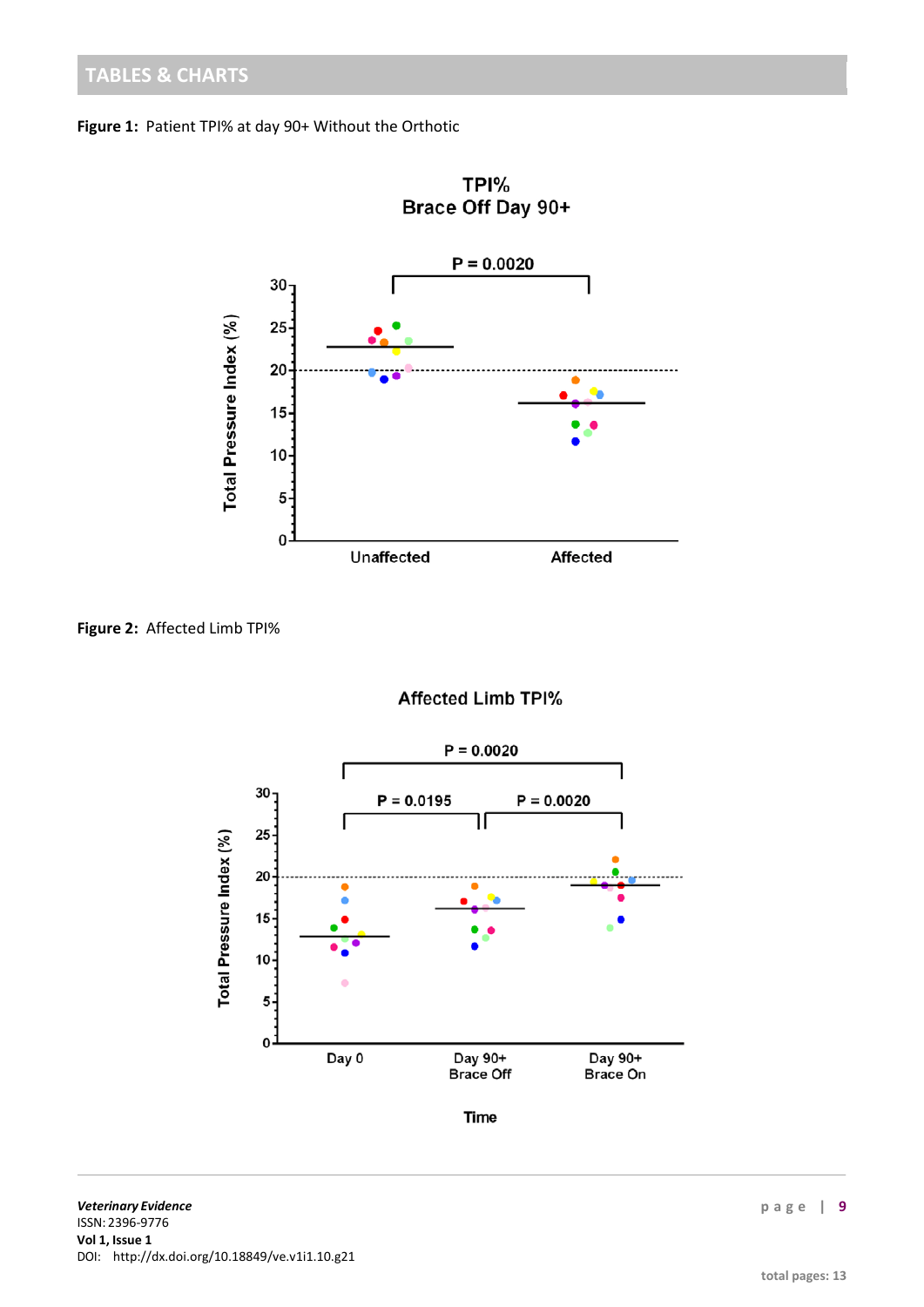## TABLES & CHARTS

**Figure 1:** Patient TPI% at day 90+ Without the Orthotic

**Figure 2:** Affected Limb TPI%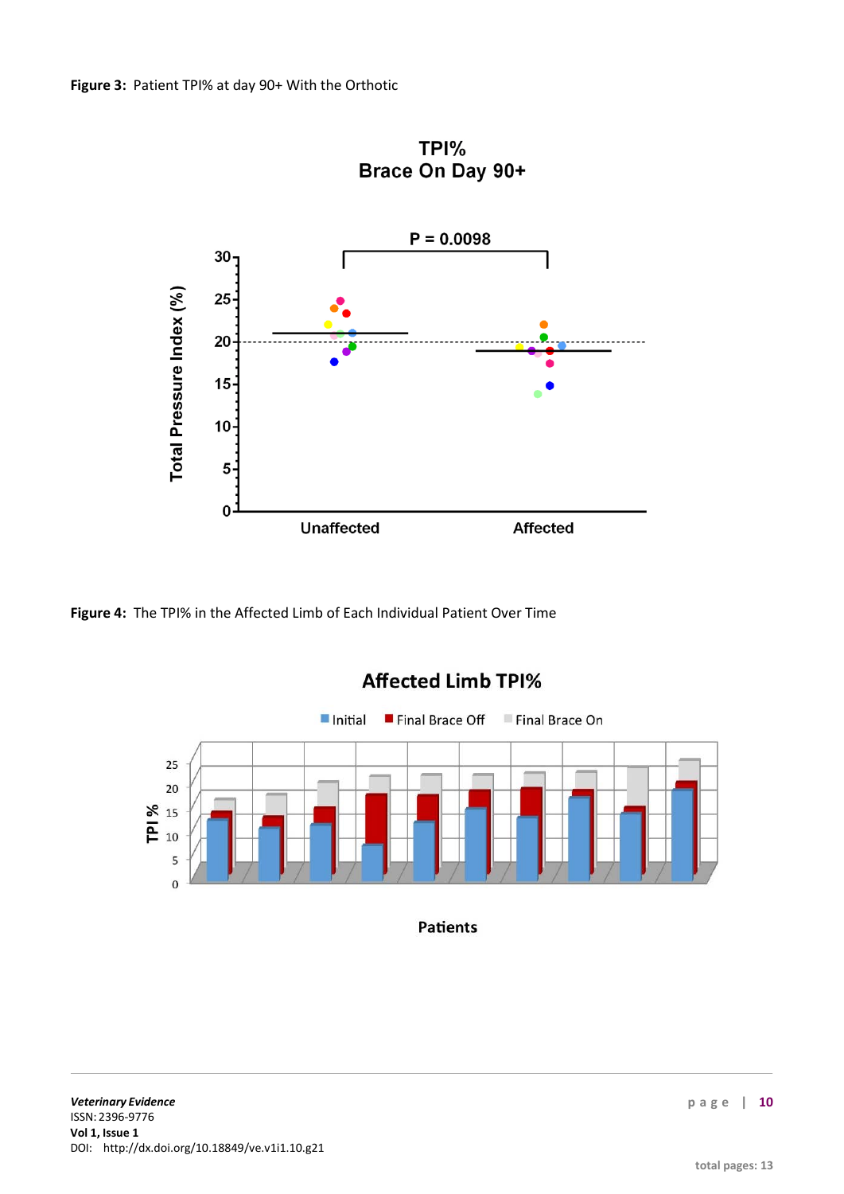**Figure 3:** Patient TPI% at day 90+ With the Orthotic

**Figure 4:** The TPI% in the Affected Limb of Each Individual Patient Over Time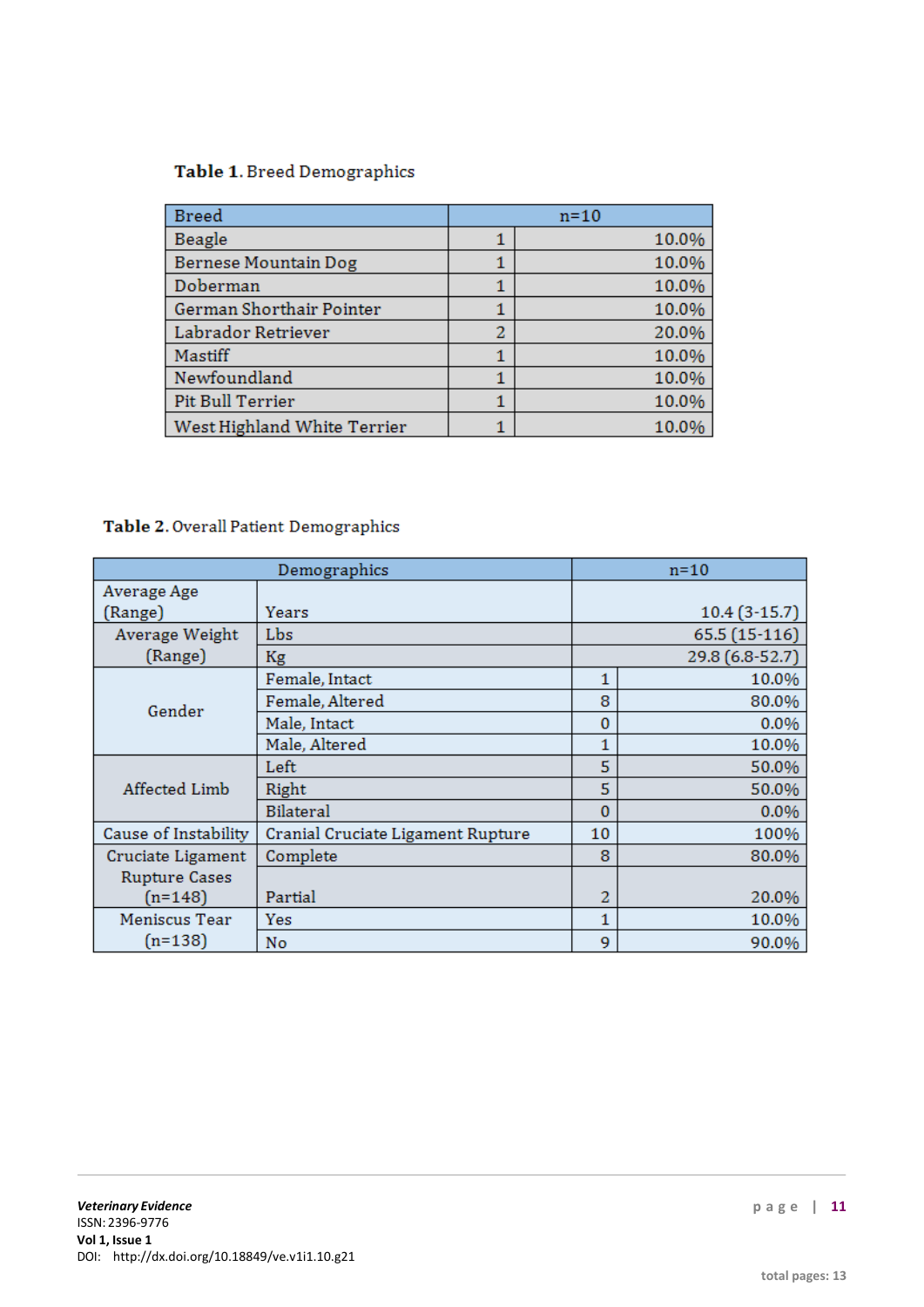**Table 1.** Breed Demographics

| Breed | n=10 | |
|---|---|---|
| Beagle | 1 | 10.0% |
| Bernese Mountain Dog | 1 | 10.0% |
| Doberman | 1 | 10.0% |
| German Shorthair Pointer | 1 | 10.0% |
| Labrador Retriever | 2 | 20.0% |
| Mastiff | 1 | 10.0% |
| Newfoundland | 1 | 10.0% |
| Pit Bull Terrier | 1 | 10.0% |
| West Highland White Terrier | 1 | 10.0% |

**Table 2.** Overall Patient Demographics

| Demographics | | n=10 | |
|---|---|---|---|
| Average Age (Range) | Years | | 10.4 (3-15.7) |
| Average Weight (Range) | Lbs | | 65.5 (15-116) |
| | Kg | | 29.8 (6.8-52.7) |
| Gender | Female, Intact | 1 | 10.0% |
| | Female, Altered | 8 | 80.0% |
| | Male, Intact | 0 | 0.0% |
| | Male, Altered | 1 | 10.0% |
| Affected Limb | Left | 5 | 50.0% |
| | Right | 5 | 50.0% |
| | Bilateral | 0 | 0.0% |
| Cause of Instability | Cranial Cruciate Ligament Rupture | 10 | 100% |
| Cruciate Ligament Rupture Cases (n=148) | Complete | 8 | 80.0% |
| | Partial | 2 | 20.0% |
| Meniscus Tear (n=138) | Yes | 1 | 10.0% |
| | No | 9 | 90.0% |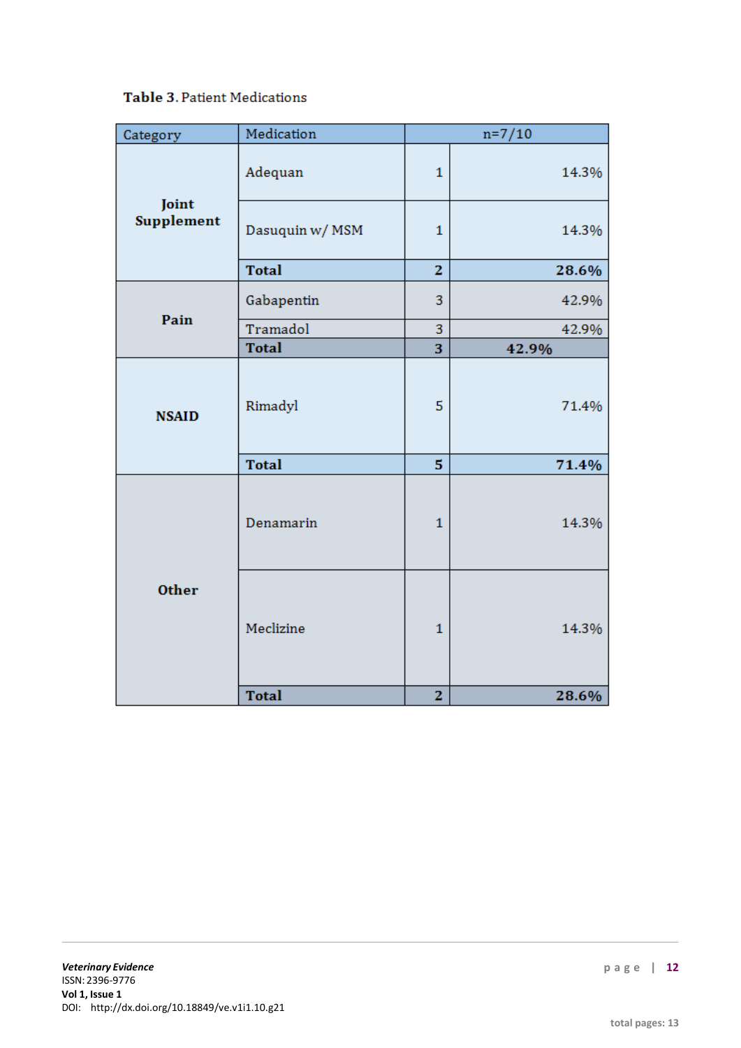**Table 3.** Patient Medications

| Category | Medication | n=7/10 | |
|---|---|---|---|
| **Joint Supplement** | Adequan | 1 | 14.3% |
| | Dasuquin w/ MSM | 1 | 14.3% |
| | **Total** | **2** | **28.6%** |
| **Pain** | Gabapentin | 3 | 42.9% |
| | Tramadol | 3 | 42.9% |
| | **Total** | **3** | **42.9%** |
| **NSAID** | Rimadyl | 5 | 71.4% |
| | **Total** | **5** | **71.4%** |
| **Other** | Denamarin | 1 | 14.3% |
| | Meclizine | 1 | 14.3% |
| | **Total** | **2** | **28.6%** |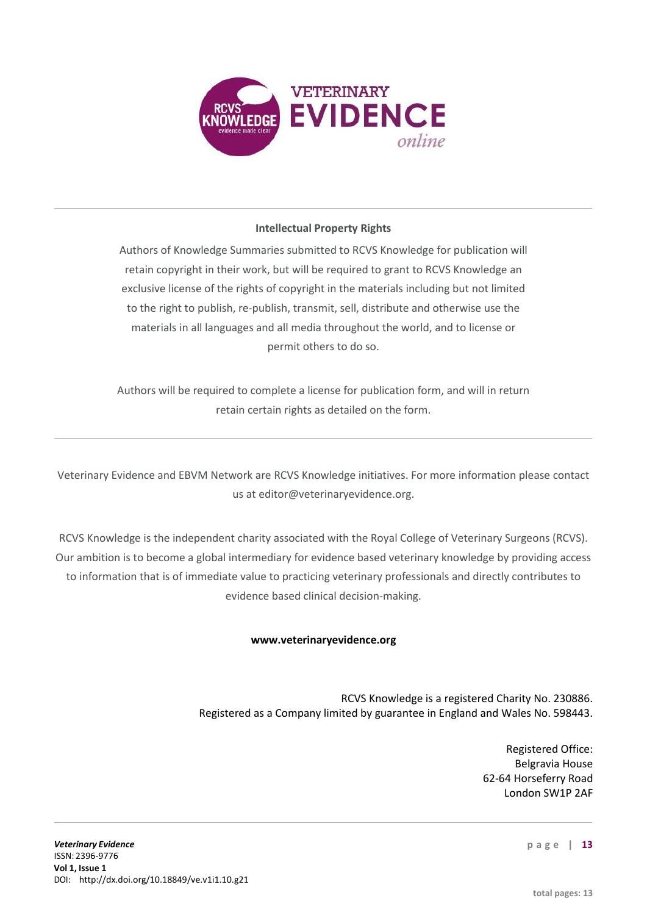**Intellectual Property Rights**

Authors of Knowledge Summaries submitted to RCVS Knowledge for publication will retain copyright in their work, but will be required to grant to RCVS Knowledge an exclusive license of the rights of copyright in the materials including but not limited to the right to publish, re-publish, transmit, sell, distribute and otherwise use the materials in all languages and all media throughout the world, and to license or permit others to do so.

Authors will be required to complete a license for publication form, and will in return retain certain rights as detailed on the form.

Veterinary Evidence and EBVM Network are RCVS Knowledge initiatives. For more information please contact us at editor@veterinaryevidence.org.

RCVS Knowledge is the independent charity associated with the Royal College of Veterinary Surgeons (RCVS). Our ambition is to become a global intermediary for evidence based veterinary knowledge by providing access to information that is of immediate value to practicing veterinary professionals and directly contributes to evidence based clinical decision-making.

**www.veterinaryevidence.org**

RCVS Knowledge is a registered Charity No. 230886.
Registered as a Company limited by guarantee in England and Wales No. 598443.

Registered Office:
Belgravia House
62-64 Horseferry Road
London SW1P 2AF